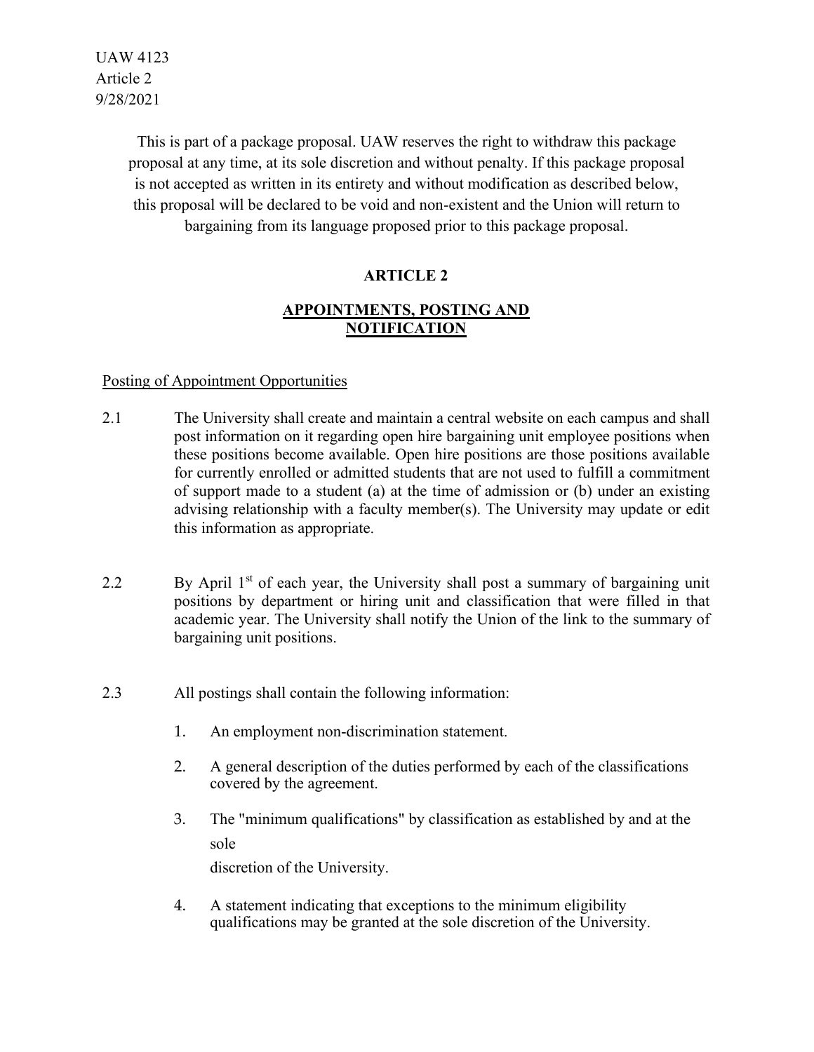UAW 4123
Article 2
9/28/2021

This is part of a package proposal. UAW reserves the right to withdraw this package proposal at any time, at its sole discretion and without penalty. If this package proposal is not accepted as written in its entirety and without modification as described below, this proposal will be declared to be void and non-existent and the Union will return to bargaining from its language proposed prior to this package proposal.

# ARTICLE 2

## APPOINTMENTS, POSTING AND NOTIFICATION

### Posting of Appointment Opportunities

2.1 The University shall create and maintain a central website on each campus and shall post information on it regarding open hire bargaining unit employee positions when these positions become available. Open hire positions are those positions available for currently enrolled or admitted students that are not used to fulfill a commitment of support made to a student (a) at the time of admission or (b) under an existing advising relationship with a faculty member(s). The University may update or edit this information as appropriate.

2.2 By April 1st of each year, the University shall post a summary of bargaining unit positions by department or hiring unit and classification that were filled in that academic year. The University shall notify the Union of the link to the summary of bargaining unit positions.

2.3 All postings shall contain the following information:

1. An employment non-discrimination statement.
2. A general description of the duties performed by each of the classifications covered by the agreement.
3. The "minimum qualifications" by classification as established by and at the sole discretion of the University.
4. A statement indicating that exceptions to the minimum eligibility qualifications may be granted at the sole discretion of the University.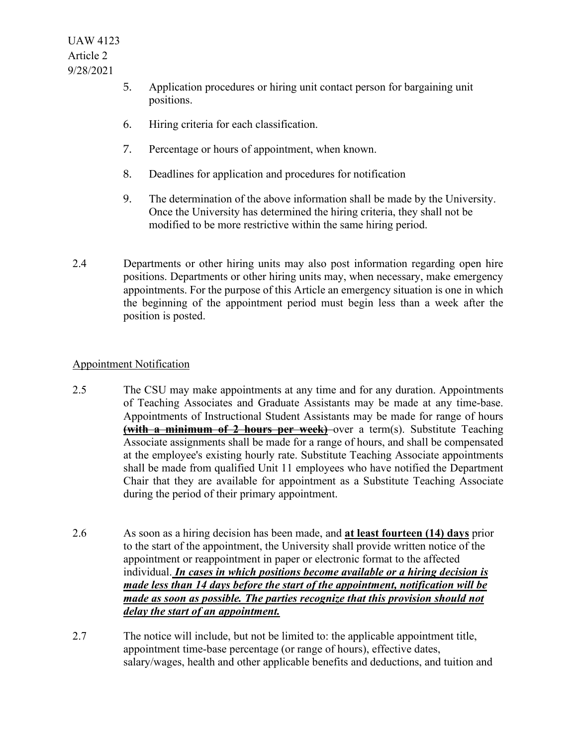5. Application procedures or hiring unit contact person for bargaining unit positions.

6. Hiring criteria for each classification.

7. Percentage or hours of appointment, when known.

8. Deadlines for application and procedures for notification

9. The determination of the above information shall be made by the University. Once the University has determined the hiring criteria, they shall not be modified to be more restrictive within the same hiring period.

2.4 Departments or other hiring units may also post information regarding open hire positions. Departments or other hiring units may, when necessary, make emergency appointments. For the purpose of this Article an emergency situation is one in which the beginning of the appointment period must begin less than a week after the position is posted.

<u>Appointment Notification</u>

2.5 The CSU may make appointments at any time and for any duration. Appointments of Teaching Associates and Graduate Assistants may be made at any time-base. Appointments of Instructional Student Assistants may be made for range of hours ~~**(with a minimum of 2 hours per week)**~~ over a term(s). Substitute Teaching Associate assignments shall be made for a range of hours, and shall be compensated at the employee's existing hourly rate. Substitute Teaching Associate appointments shall be made from qualified Unit 11 employees who have notified the Department Chair that they are available for appointment as a Substitute Teaching Associate during the period of their primary appointment.

2.6 As soon as a hiring decision has been made, and <u>**at least fourteen (14) days**</u> prior to the start of the appointment, the University shall provide written notice of the appointment or reappointment in paper or electronic format to the affected individual. <u>***In cases in which positions become available or a hiring decision is made less than 14 days before the start of the appointment, notification will be made as soon as possible. The parties recognize that this provision should not delay the start of an appointment.***</u>

2.7 The notice will include, but not be limited to: the applicable appointment title, appointment time-base percentage (or range of hours), effective dates, salary/wages, health and other applicable benefits and deductions, and tuition and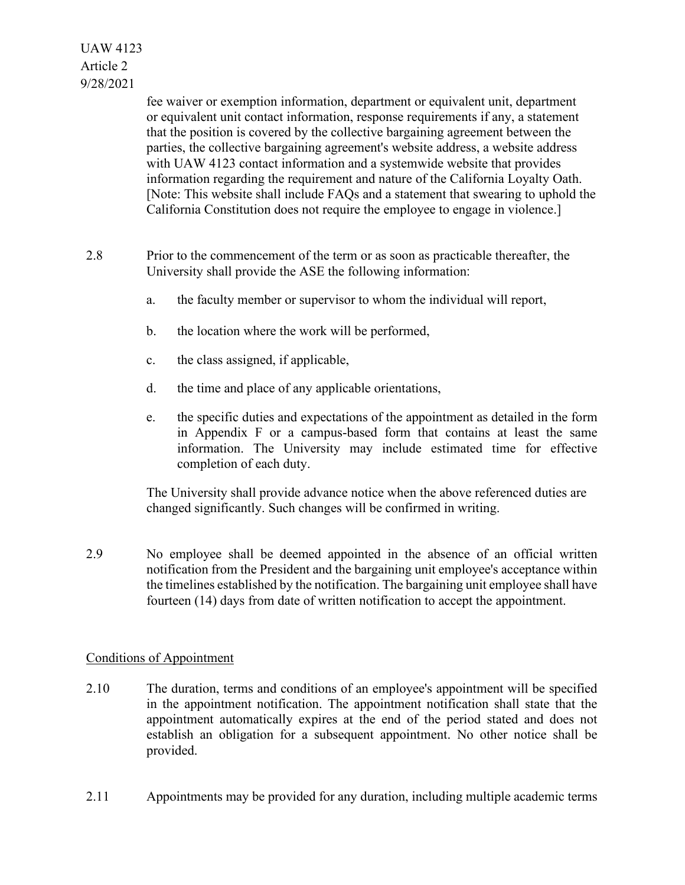fee waiver or exemption information, department or equivalent unit, department or equivalent unit contact information, response requirements if any, a statement that the position is covered by the collective bargaining agreement between the parties, the collective bargaining agreement's website address, a website address with UAW 4123 contact information and a systemwide website that provides information regarding the requirement and nature of the California Loyalty Oath. [Note: This website shall include FAQs and a statement that swearing to uphold the California Constitution does not require the employee to engage in violence.]

2.8 Prior to the commencement of the term or as soon as practicable thereafter, the University shall provide the ASE the following information:

a. the faculty member or supervisor to whom the individual will report,

b. the location where the work will be performed,

c. the class assigned, if applicable,

d. the time and place of any applicable orientations,

e. the specific duties and expectations of the appointment as detailed in the form in Appendix F or a campus-based form that contains at least the same information. The University may include estimated time for effective completion of each duty.

The University shall provide advance notice when the above referenced duties are changed significantly. Such changes will be confirmed in writing.

2.9 No employee shall be deemed appointed in the absence of an official written notification from the President and the bargaining unit employee's acceptance within the timelines established by the notification. The bargaining unit employee shall have fourteen (14) days from date of written notification to accept the appointment.

<u>Conditions of Appointment</u>

2.10 The duration, terms and conditions of an employee's appointment will be specified in the appointment notification. The appointment notification shall state that the appointment automatically expires at the end of the period stated and does not establish an obligation for a subsequent appointment. No other notice shall be provided.

2.11 Appointments may be provided for any duration, including multiple academic terms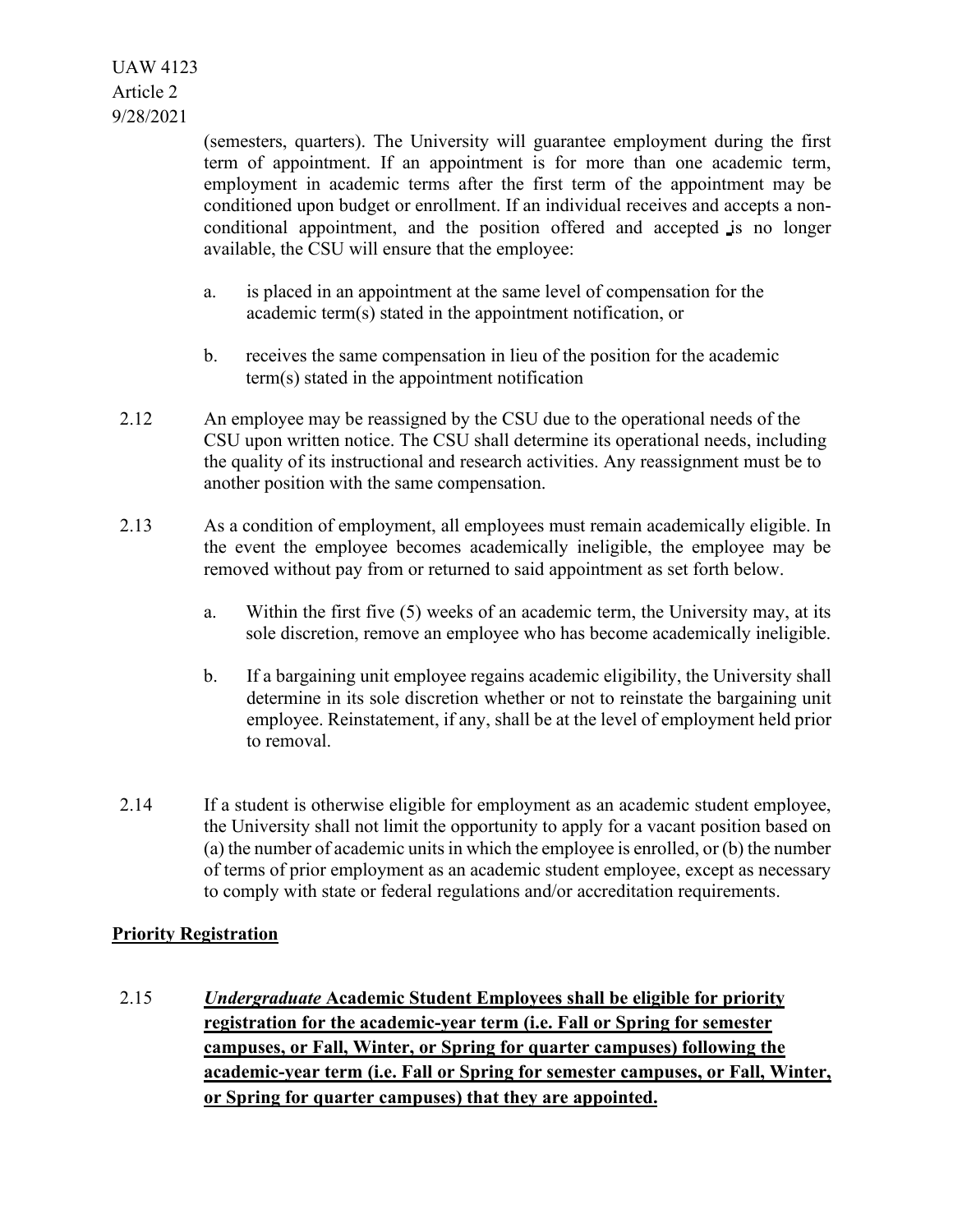(semesters, quarters). The University will guarantee employment during the first term of appointment. If an appointment is for more than one academic term, employment in academic terms after the first term of the appointment may be conditioned upon budget or enrollment. If an individual receives and accepts a non-conditional appointment, and the position offered and accepted is no longer available, the CSU will ensure that the employee:

a. is placed in an appointment at the same level of compensation for the academic term(s) stated in the appointment notification, or

b. receives the same compensation in lieu of the position for the academic term(s) stated in the appointment notification

2.12 An employee may be reassigned by the CSU due to the operational needs of the CSU upon written notice. The CSU shall determine its operational needs, including the quality of its instructional and research activities. Any reassignment must be to another position with the same compensation.

2.13 As a condition of employment, all employees must remain academically eligible. In the event the employee becomes academically ineligible, the employee may be removed without pay from or returned to said appointment as set forth below.

a. Within the first five (5) weeks of an academic term, the University may, at its sole discretion, remove an employee who has become academically ineligible.

b. If a bargaining unit employee regains academic eligibility, the University shall determine in its sole discretion whether or not to reinstate the bargaining unit employee. Reinstatement, if any, shall be at the level of employment held prior to removal.

2.14 If a student is otherwise eligible for employment as an academic student employee, the University shall not limit the opportunity to apply for a vacant position based on (a) the number of academic units in which the employee is enrolled, or (b) the number of terms of prior employment as an academic student employee, except as necessary to comply with state or federal regulations and/or accreditation requirements.

**Priority Registration**

2.15 ***Undergraduate*** **Academic Student Employees shall be eligible for priority registration for the academic-year term (i.e. Fall or Spring for semester campuses, or Fall, Winter, or Spring for quarter campuses) following the academic-year term (i.e. Fall or Spring for semester campuses, or Fall, Winter, or Spring for quarter campuses) that they are appointed.**